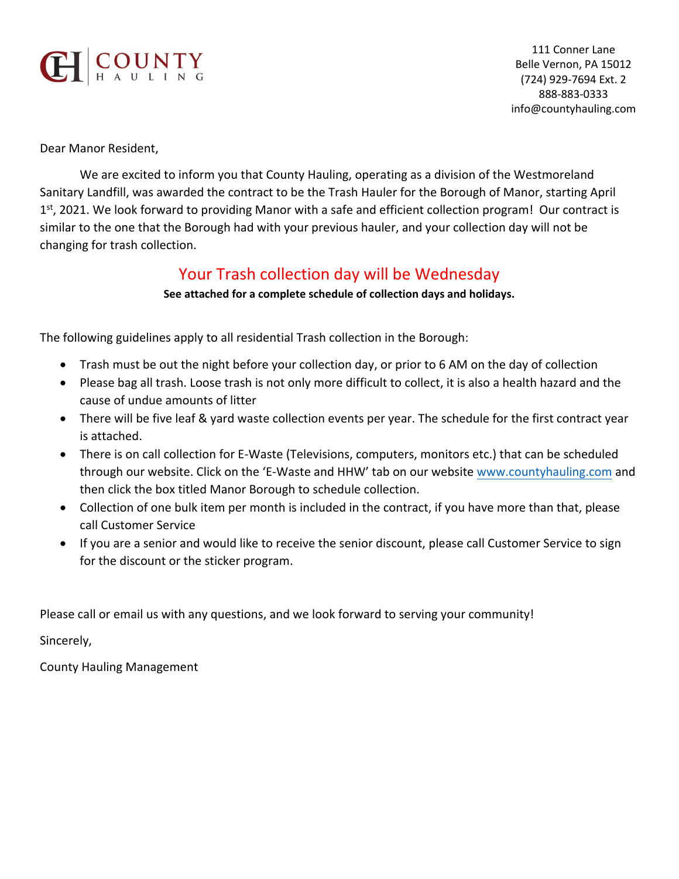**COUNTY HAULING**

111 Conner Lane
Belle Vernon, PA 15012
(724) 929-7694 Ext. 2
888-883-0333
info@countyhauling.com

Dear Manor Resident,

We are excited to inform you that County Hauling, operating as a division of the Westmoreland Sanitary Landfill, was awarded the contract to be the Trash Hauler for the Borough of Manor, starting April 1st, 2021. We look forward to providing Manor with a safe and efficient collection program! Our contract is similar to the one that the Borough had with your previous hauler, and your collection day will not be changing for trash collection.

## Your Trash collection day will be Wednesday

**See attached for a complete schedule of collection days and holidays.**

The following guidelines apply to all residential Trash collection in the Borough:

- Trash must be out the night before your collection day, or prior to 6 AM on the day of collection
- Please bag all trash. Loose trash is not only more difficult to collect, it is also a health hazard and the cause of undue amounts of litter
- There will be five leaf & yard waste collection events per year. The schedule for the first contract year is attached.
- There is on call collection for E-Waste (Televisions, computers, monitors etc.) that can be scheduled through our website. Click on the 'E-Waste and HHW' tab on our website www.countyhauling.com and then click the box titled Manor Borough to schedule collection.
- Collection of one bulk item per month is included in the contract, if you have more than that, please call Customer Service
- If you are a senior and would like to receive the senior discount, please call Customer Service to sign for the discount or the sticker program.

Please call or email us with any questions, and we look forward to serving your community!

Sincerely,

County Hauling Management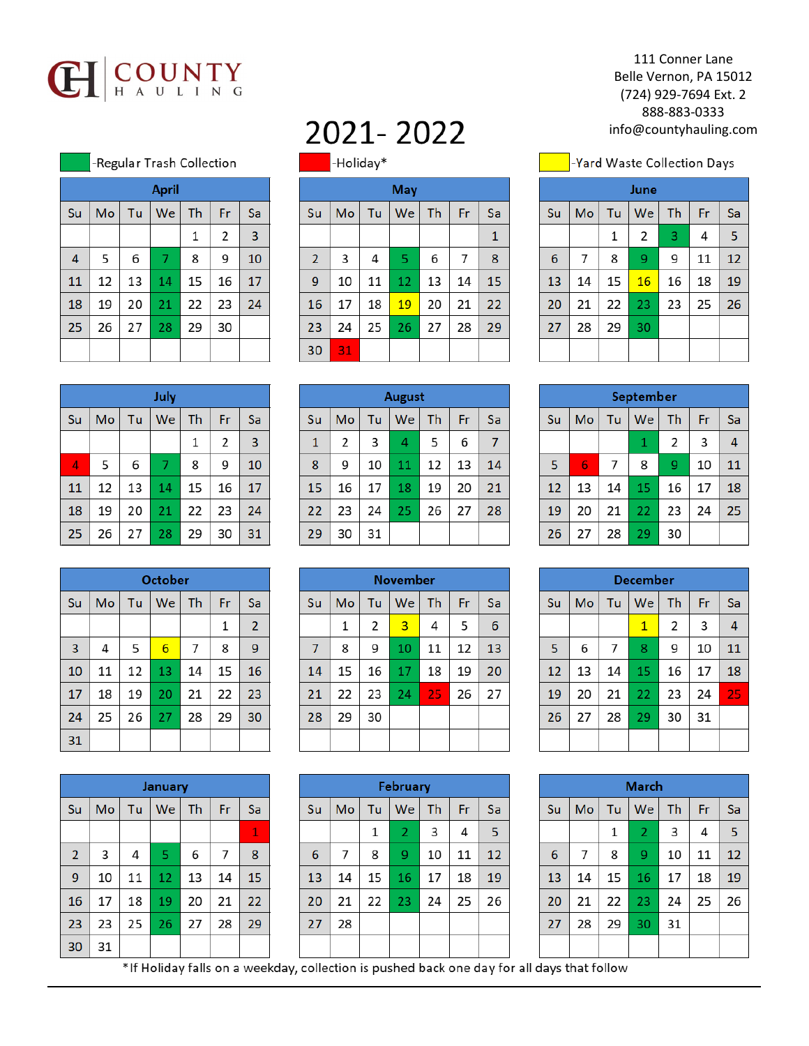COUNTY HAULING

111 Conner Lane
Belle Vernon, PA 15012
(724) 929-7694 Ext. 2
888-883-0333
info@countyhauling.com

# 2021- 2022

-Regular Trash Collection -Holiday* -Yard Waste Collection Days

### April

| Su | Mo | Tu | We | Th | Fr | Sa |
|---|---|---|---|---|---|---|
| | | | | 1 | 2 | 3 |
| 4 | 5 | 6 | 7 | 8 | 9 | 10 |
| 11 | 12 | 13 | 14 | 15 | 16 | 17 |
| 18 | 19 | 20 | 21 | 22 | 23 | 24 |
| 25 | 26 | 27 | 28 | 29 | 30 | |

### May

| Su | Mo | Tu | We | Th | Fr | Sa |
|---|---|---|---|---|---|---|
| | | | | | | 1 |
| 2 | 3 | 4 | 5 | 6 | 7 | 8 |
| 9 | 10 | 11 | 12 | 13 | 14 | 15 |
| 16 | 17 | 18 | 19 | 20 | 21 | 22 |
| 23 | 24 | 25 | 26 | 27 | 28 | 29 |
| 30 | 31 | | | | | |

### June

| Su | Mo | Tu | We | Th | Fr | Sa |
|---|---|---|---|---|---|---|
| | | 1 | 2 | 3 | 4 | 5 |
| 6 | 7 | 8 | 9 | 9 | 11 | 12 |
| 13 | 14 | 15 | 16 | 16 | 18 | 19 |
| 20 | 21 | 22 | 23 | 23 | 25 | 26 |
| 27 | 28 | 29 | 30 | | | |

### July

| Su | Mo | Tu | We | Th | Fr | Sa |
|---|---|---|---|---|---|---|
| | | | | 1 | 2 | 3 |
| 4 | 5 | 6 | 7 | 8 | 9 | 10 |
| 11 | 12 | 13 | 14 | 15 | 16 | 17 |
| 18 | 19 | 20 | 21 | 22 | 23 | 24 |
| 25 | 26 | 27 | 28 | 29 | 30 | 31 |

### August

| Su | Mo | Tu | We | Th | Fr | Sa |
|---|---|---|---|---|---|---|
| 1 | 2 | 3 | 4 | 5 | 6 | 7 |
| 8 | 9 | 10 | 11 | 12 | 13 | 14 |
| 15 | 16 | 17 | 18 | 19 | 20 | 21 |
| 22 | 23 | 24 | 25 | 26 | 27 | 28 |
| 29 | 30 | 31 | | | | |

### September

| Su | Mo | Tu | We | Th | Fr | Sa |
|---|---|---|---|---|---|---|
| | | | 1 | 2 | 3 | 4 |
| 5 | 6 | 7 | 8 | 9 | 10 | 11 |
| 12 | 13 | 14 | 15 | 16 | 17 | 18 |
| 19 | 20 | 21 | 22 | 23 | 24 | 25 |
| 26 | 27 | 28 | 29 | 30 | | |

### October

| Su | Mo | Tu | We | Th | Fr | Sa |
|---|---|---|---|---|---|---|
| | | | | | 1 | 2 |
| 3 | 4 | 5 | 6 | 7 | 8 | 9 |
| 10 | 11 | 12 | 13 | 14 | 15 | 16 |
| 17 | 18 | 19 | 20 | 21 | 22 | 23 |
| 24 | 25 | 26 | 27 | 28 | 29 | 30 |
| 31 | | | | | | |

### November

| Su | Mo | Tu | We | Th | Fr | Sa |
|---|---|---|---|---|---|---|
| | 1 | 2 | 3 | 4 | 5 | 6 |
| 7 | 8 | 9 | 10 | 11 | 12 | 13 |
| 14 | 15 | 16 | 17 | 18 | 19 | 20 |
| 21 | 22 | 23 | 24 | 25 | 26 | 27 |
| 28 | 29 | 30 | | | | |

### December

| Su | Mo | Tu | We | Th | Fr | Sa |
|---|---|---|---|---|---|---|
| | | | 1 | 2 | 3 | 4 |
| 5 | 6 | 7 | 8 | 9 | 10 | 11 |
| 12 | 13 | 14 | 15 | 16 | 17 | 18 |
| 19 | 20 | 21 | 22 | 23 | 24 | 25 |
| 26 | 27 | 28 | 29 | 30 | 31 | |

### January

| Su | Mo | Tu | We | Th | Fr | Sa |
|---|---|---|---|---|---|---|
| | | | | | | 1 |
| 2 | 3 | 4 | 5 | 6 | 7 | 8 |
| 9 | 10 | 11 | 12 | 13 | 14 | 15 |
| 16 | 17 | 18 | 19 | 20 | 21 | 22 |
| 23 | 23 | 25 | 26 | 27 | 28 | 29 |
| 30 | 31 | | | | | |

### February

| Su | Mo | Tu | We | Th | Fr | Sa |
|---|---|---|---|---|---|---|
| | | 1 | 2 | 3 | 4 | 5 |
| 6 | 7 | 8 | 9 | 10 | 11 | 12 |
| 13 | 14 | 15 | 16 | 17 | 18 | 19 |
| 20 | 21 | 22 | 23 | 24 | 25 | 26 |
| 27 | 28 | | | | | |

### March

| Su | Mo | Tu | We | Th | Fr | Sa |
|---|---|---|---|---|---|---|
| | | 1 | 2 | 3 | 4 | 5 |
| 6 | 7 | 8 | 9 | 10 | 11 | 12 |
| 13 | 14 | 15 | 16 | 17 | 18 | 19 |
| 20 | 21 | 22 | 23 | 24 | 25 | 26 |
| 27 | 28 | 29 | 30 | 31 | | |

*If Holiday falls on a weekday, collection is pushed back one day for all days that follow